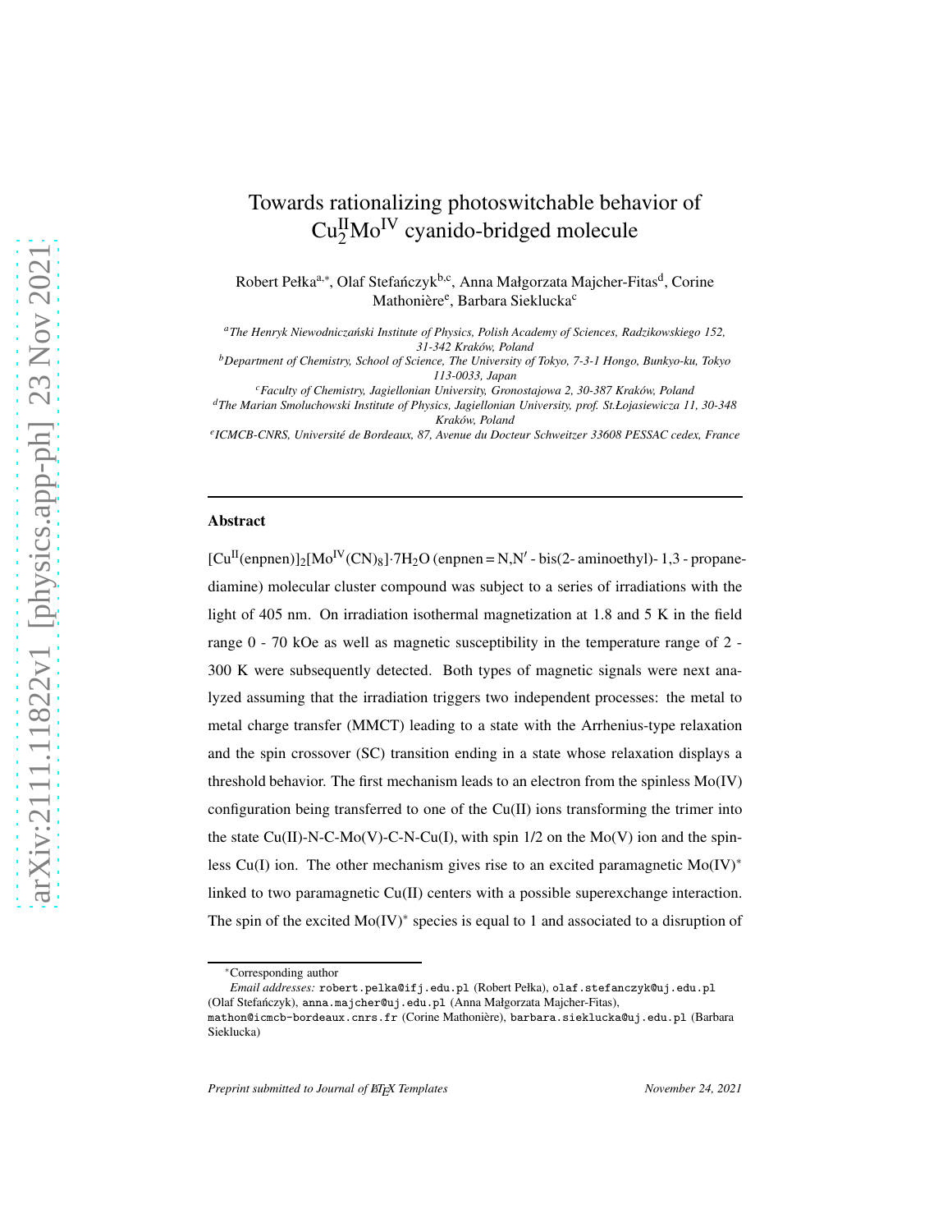#  Towards rationalizing photoswitchable behavior of $Cu^{II}_2Mo^{IV}$ cyanido-bridged molecule

Robert Pełka[a,*], Olaf Stefańczyk[b,c], Anna Małgorzata Majcher-Fitas[d], Corine Mathonière[e], Barbara Sieklucka[c]

[a] *The Henryk Niewodniczański Institute of Physics, Polish Academy of Sciences, Radzikowskiego 152, 31-342 Kraków, Poland*

[b] *Department of Chemistry, School of Science, The University of Tokyo, 7-3-1 Hongo, Bunkyo-ku, Tokyo 113-0033, Japan*

[c] *Faculty of Chemistry, Jagiellonian University, Gronostajowa 2, 30-387 Kraków, Poland*

[d] *The Marian Smoluchowski Institute of Physics, Jagiellonian University, prof. St.Łojasiewicza 11, 30-348 Kraków, Poland*

[e] *ICMCB-CNRS, Université de Bordeaux, 87, Avenue du Docteur Schweitzer 33608 PESSAC cedex, France*

---

## Abstract

$[Cu^{II}(enpnen)]_2[Mo^{IV}(CN)_8]\cdot 7H_2O$ (enpnen = N,N′ - bis(2- aminoethyl)- 1,3 - propanediamine) molecular cluster compound was subject to a series of irradiations with the light of 405 nm. On irradiation isothermal magnetization at 1.8 and 5 K in the field range 0 - 70 kOe as well as magnetic susceptibility in the temperature range of 2 - 300 K were subsequently detected. Both types of magnetic signals were next analyzed assuming that the irradiation triggers two independent processes: the metal to metal charge transfer (MMCT) leading to a state with the Arrhenius-type relaxation and the spin crossover (SC) transition ending in a state whose relaxation displays a threshold behavior. The first mechanism leads to an electron from the spinless Mo(IV) configuration being transferred to one of the Cu(II) ions transforming the trimer into the state Cu(II)-N-C-Mo(V)-C-N-Cu(I), with spin 1/2 on the Mo(V) ion and the spinless Cu(I) ion. The other mechanism gives rise to an excited paramagnetic Mo(IV)* linked to two paramagnetic Cu(II) centers with a possible superexchange interaction. The spin of the excited Mo(IV)* species is equal to 1 and associated to a disruption of

---

*Corresponding author

*Email addresses:* robert.pelka@ifj.edu.pl (Robert Pełka), olaf.stefanczyk@uj.edu.pl (Olaf Stefańczyk), anna.majcher@uj.edu.pl (Anna Małgorzata Majcher-Fitas), mathon@icmcb-bordeaux.cnrs.fr (Corine Mathonière), barbara.sieklucka@uj.edu.pl (Barbara Sieklucka)

*Preprint submitted to Journal of LaTeX Templates* November 24, 2021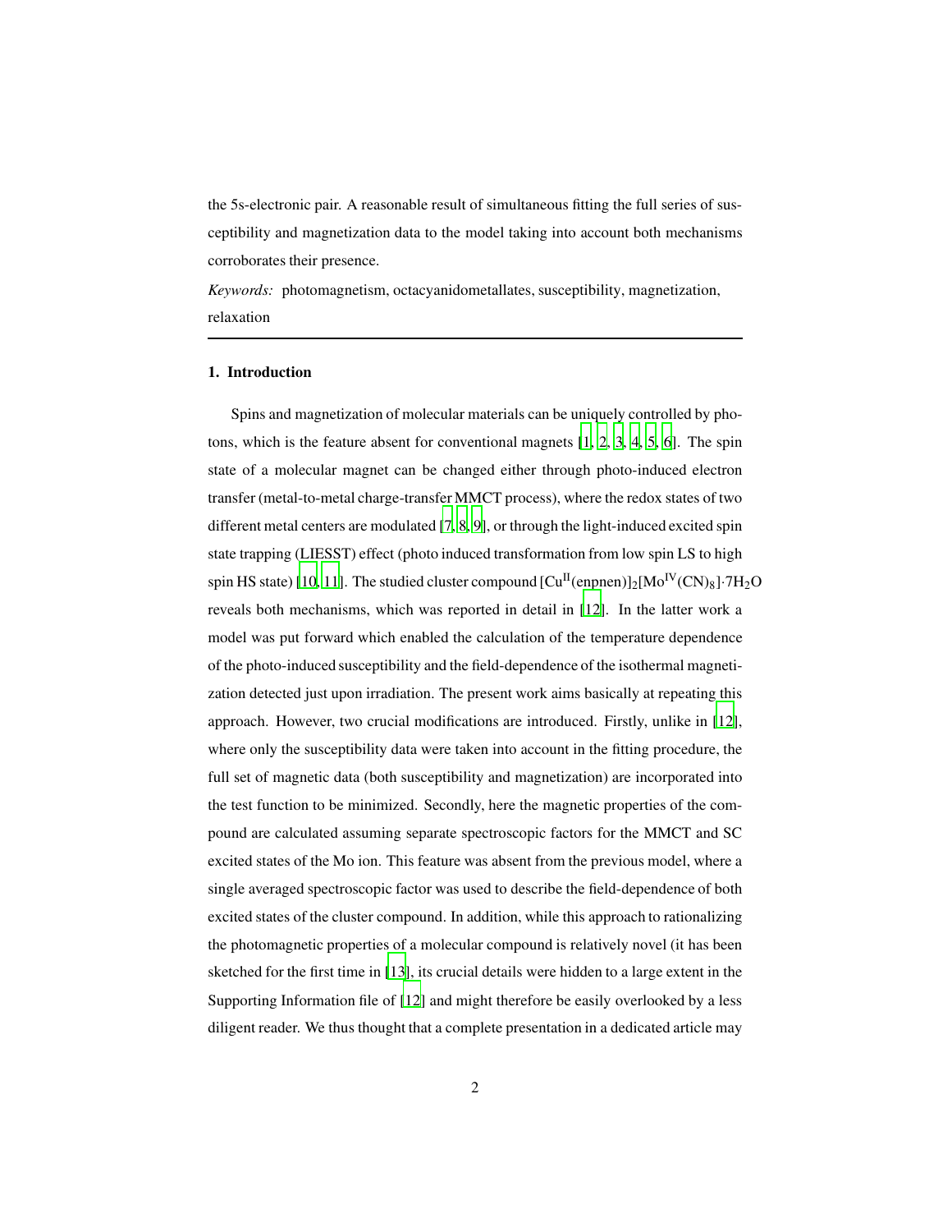the 5s-electronic pair. A reasonable result of simultaneous fitting the full series of susceptibility and magnetization data to the model taking into account both mechanisms corroborates their presence.

*Keywords:* photomagnetism, octacyanidometallates, susceptibility, magnetization, relaxation

## 1. Introduction

Spins and magnetization of molecular materials can be uniquely controlled by photons, which is the feature absent for conventional magnets [1, 2, 3, 4, 5, 6]. The spin state of a molecular magnet can be changed either through photo-induced electron transfer (metal-to-metal charge-transfer MMCT process), where the redox states of two different metal centers are modulated [7, 8, 9], or through the light-induced excited spin state trapping (LIESST) effect (photo induced transformation from low spin LS to high spin HS state) [10, 11]. The studied cluster compound $[Cu^{II}(enpnen)]_2[Mo^{IV}(CN)_8]\cdot 7H_2O$ reveals both mechanisms, which was reported in detail in [12]. In the latter work a model was put forward which enabled the calculation of the temperature dependence of the photo-induced susceptibility and the field-dependence of the isothermal magnetization detected just upon irradiation. The present work aims basically at repeating this approach. However, two crucial modifications are introduced. Firstly, unlike in [12], where only the susceptibility data were taken into account in the fitting procedure, the full set of magnetic data (both susceptibility and magnetization) are incorporated into the test function to be minimized. Secondly, here the magnetic properties of the compound are calculated assuming separate spectroscopic factors for the MMCT and SC excited states of the Mo ion. This feature was absent from the previous model, where a single averaged spectroscopic factor was used to describe the field-dependence of both excited states of the cluster compound. In addition, while this approach to rationalizing the photomagnetic properties of a molecular compound is relatively novel (it has been sketched for the first time in [13], its crucial details were hidden to a large extent in the Supporting Information file of [12] and might therefore be easily overlooked by a less diligent reader. We thus thought that a complete presentation in a dedicated article may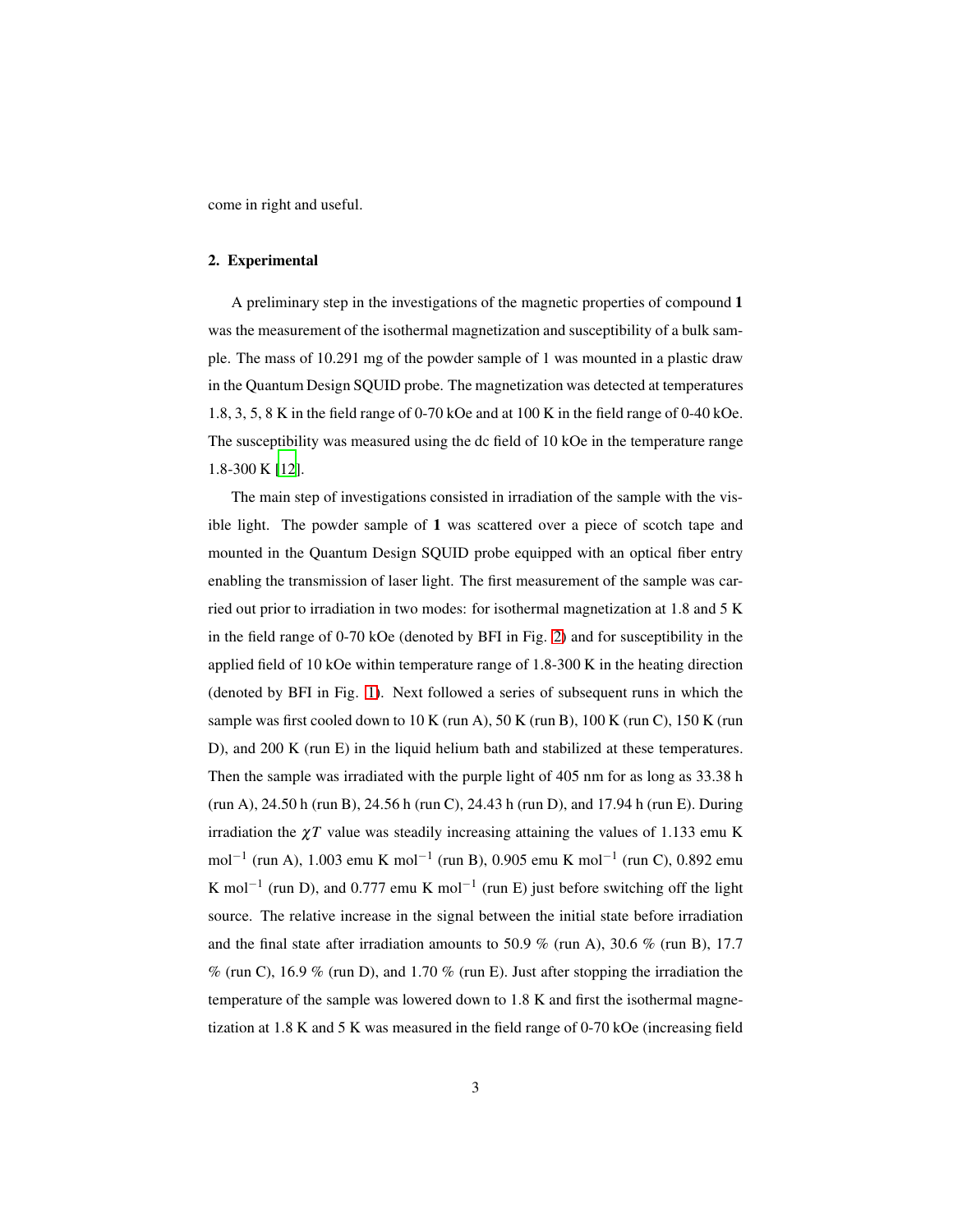come in right and useful.

## 2. Experimental

A preliminary step in the investigations of the magnetic properties of compound **1** was the measurement of the isothermal magnetization and susceptibility of a bulk sample. The mass of 10.291 mg of the powder sample of 1 was mounted in a plastic draw in the Quantum Design SQUID probe. The magnetization was detected at temperatures 1.8, 3, 5, 8 K in the field range of 0-70 kOe and at 100 K in the field range of 0-40 kOe. The susceptibility was measured using the dc field of 10 kOe in the temperature range 1.8-300 K [12].

The main step of investigations consisted in irradiation of the sample with the visible light. The powder sample of **1** was scattered over a piece of scotch tape and mounted in the Quantum Design SQUID probe equipped with an optical fiber entry enabling the transmission of laser light. The first measurement of the sample was carried out prior to irradiation in two modes: for isothermal magnetization at 1.8 and 5 K in the field range of 0-70 kOe (denoted by BFI in Fig. 2) and for susceptibility in the applied field of 10 kOe within temperature range of 1.8-300 K in the heating direction (denoted by BFI in Fig. 1). Next followed a series of subsequent runs in which the sample was first cooled down to 10 K (run A), 50 K (run B), 100 K (run C), 150 K (run D), and 200 K (run E) in the liquid helium bath and stabilized at these temperatures. Then the sample was irradiated with the purple light of 405 nm for as long as 33.38 h (run A), 24.50 h (run B), 24.56 h (run C), 24.43 h (run D), and 17.94 h (run E). During irradiation the $\chi T$ value was steadily increasing attaining the values of 1.133 emu K mol$^{-1}$ (run A), 1.003 emu K mol$^{-1}$ (run B), 0.905 emu K mol$^{-1}$ (run C), 0.892 emu K mol$^{-1}$ (run D), and 0.777 emu K mol$^{-1}$ (run E) just before switching off the light source. The relative increase in the signal between the initial state before irradiation and the final state after irradiation amounts to 50.9 % (run A), 30.6 % (run B), 17.7 % (run C), 16.9 % (run D), and 1.70 % (run E). Just after stopping the irradiation the temperature of the sample was lowered down to 1.8 K and first the isothermal magnetization at 1.8 K and 5 K was measured in the field range of 0-70 kOe (increasing field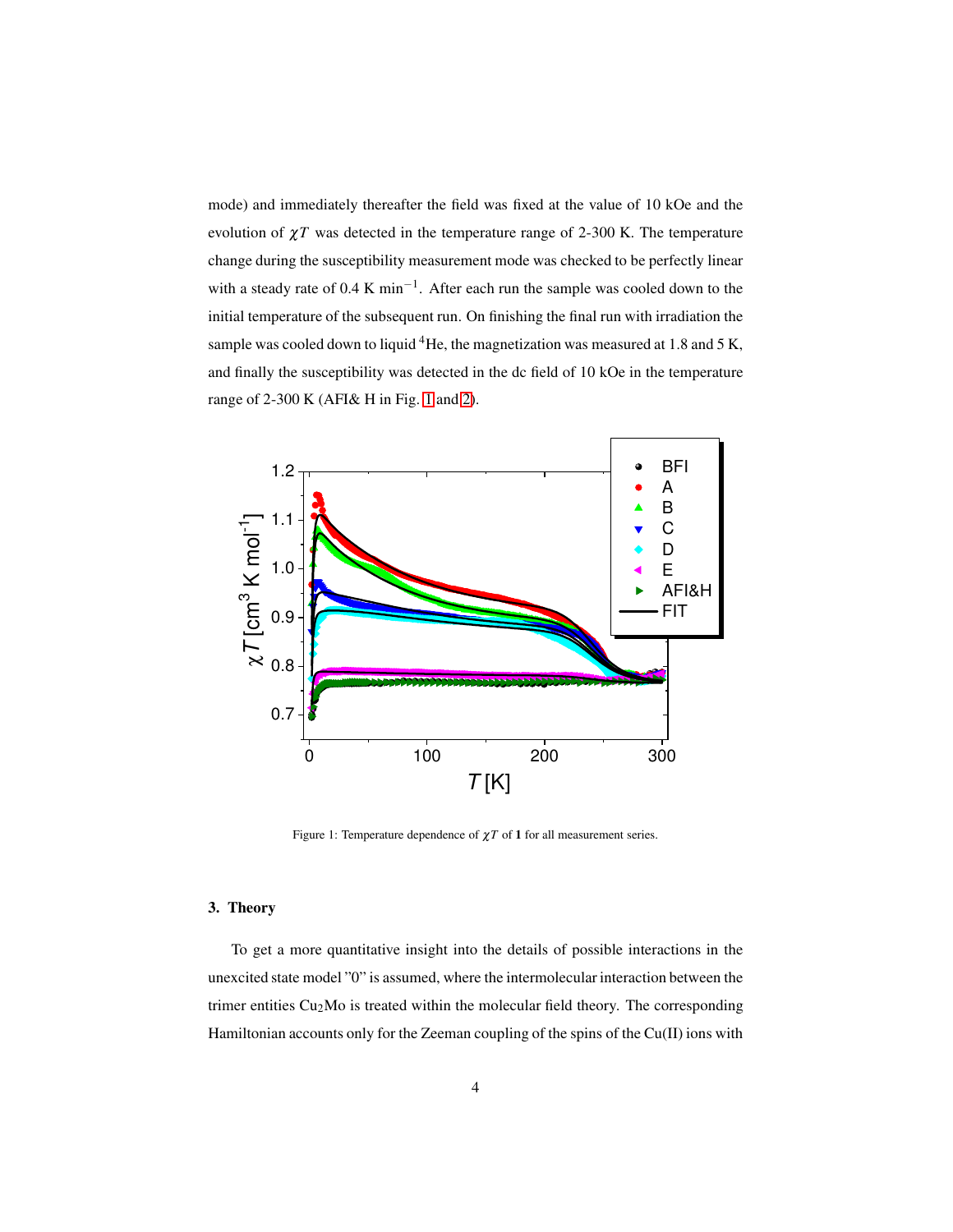mode) and immediately thereafter the field was fixed at the value of 10 kOe and the evolution of $\chi T$ was detected in the temperature range of 2-300 K. The temperature change during the susceptibility measurement mode was checked to be perfectly linear with a steady rate of 0.4 K min$^{-1}$. After each run the sample was cooled down to the initial temperature of the subsequent run. On finishing the final run with irradiation the sample was cooled down to liquid $^4$He, the magnetization was measured at 1.8 and 5 K, and finally the susceptibility was detected in the dc field of 10 kOe in the temperature range of 2-300 K (AFI& H in Fig. 1 and 2).

Figure 1: Temperature dependence of $\chi T$ of **1** for all measurement series.

### 3. Theory

To get a more quantitative insight into the details of possible interactions in the unexcited state model "0" is assumed, where the intermolecular interaction between the trimer entities $Cu_2Mo$ is treated within the molecular field theory. The corresponding Hamiltonian accounts only for the Zeeman coupling of the spins of the Cu(II) ions with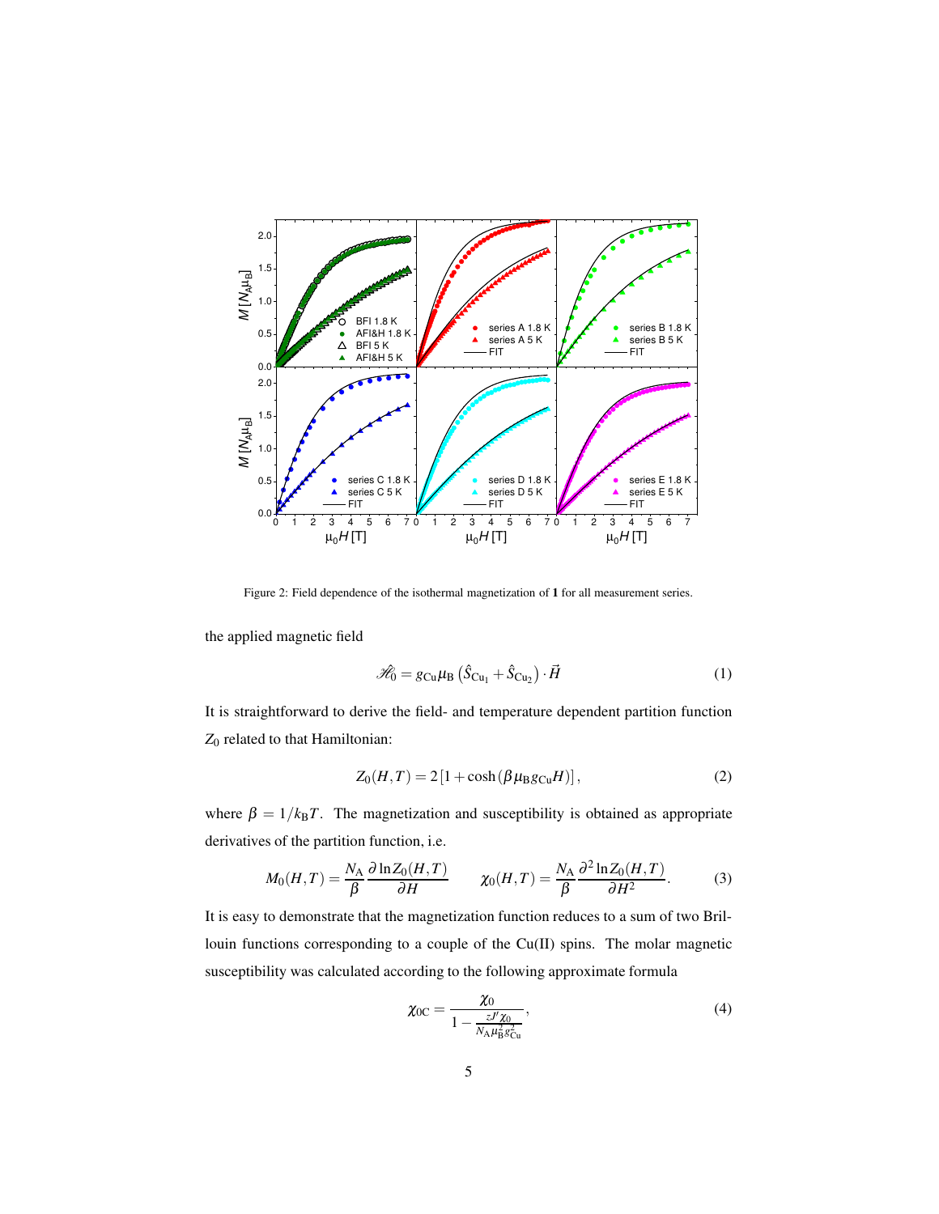Figure 2: Field dependence of the isothermal magnetization of **1** for all measurement series.

the applied magnetic field

$$\mathscr{H}_0 = g_{\mathrm{Cu}}\mu_{\mathrm{B}}\left(\hat{S}_{\mathrm{Cu}_1} + \hat{S}_{\mathrm{Cu}_2}\right)\cdot\vec{H} \tag{1}$$

It is straightforward to derive the field- and temperature dependent partition function $Z_0$ related to that Hamiltonian:

$$Z_0(H,T) = 2\left[1 + \cosh\left(\beta\mu_{\mathrm{B}}g_{\mathrm{Cu}}H\right)\right], \tag{2}$$

where $\beta = 1/k_{\mathrm{B}}T$. The magnetization and susceptibility is obtained as appropriate derivatives of the partition function, i.e.

$$M_0(H,T) = \frac{N_{\mathrm{A}}}{\beta}\frac{\partial \ln Z_0(H,T)}{\partial H} \qquad \chi_0(H,T) = \frac{N_{\mathrm{A}}}{\beta}\frac{\partial^2 \ln Z_0(H,T)}{\partial H^2}. \tag{3}$$

It is easy to demonstrate that the magnetization function reduces to a sum of two Brillouin functions corresponding to a couple of the Cu(II) spins. The molar magnetic susceptibility was calculated according to the following approximate formula

$$\chi_{0\mathrm{C}} = \frac{\chi_0}{1 - \frac{zJ'\chi_0}{N_{\mathrm{A}}\mu_{\mathrm{B}}^2 g_{\mathrm{Cu}}^2}}, \tag{4}$$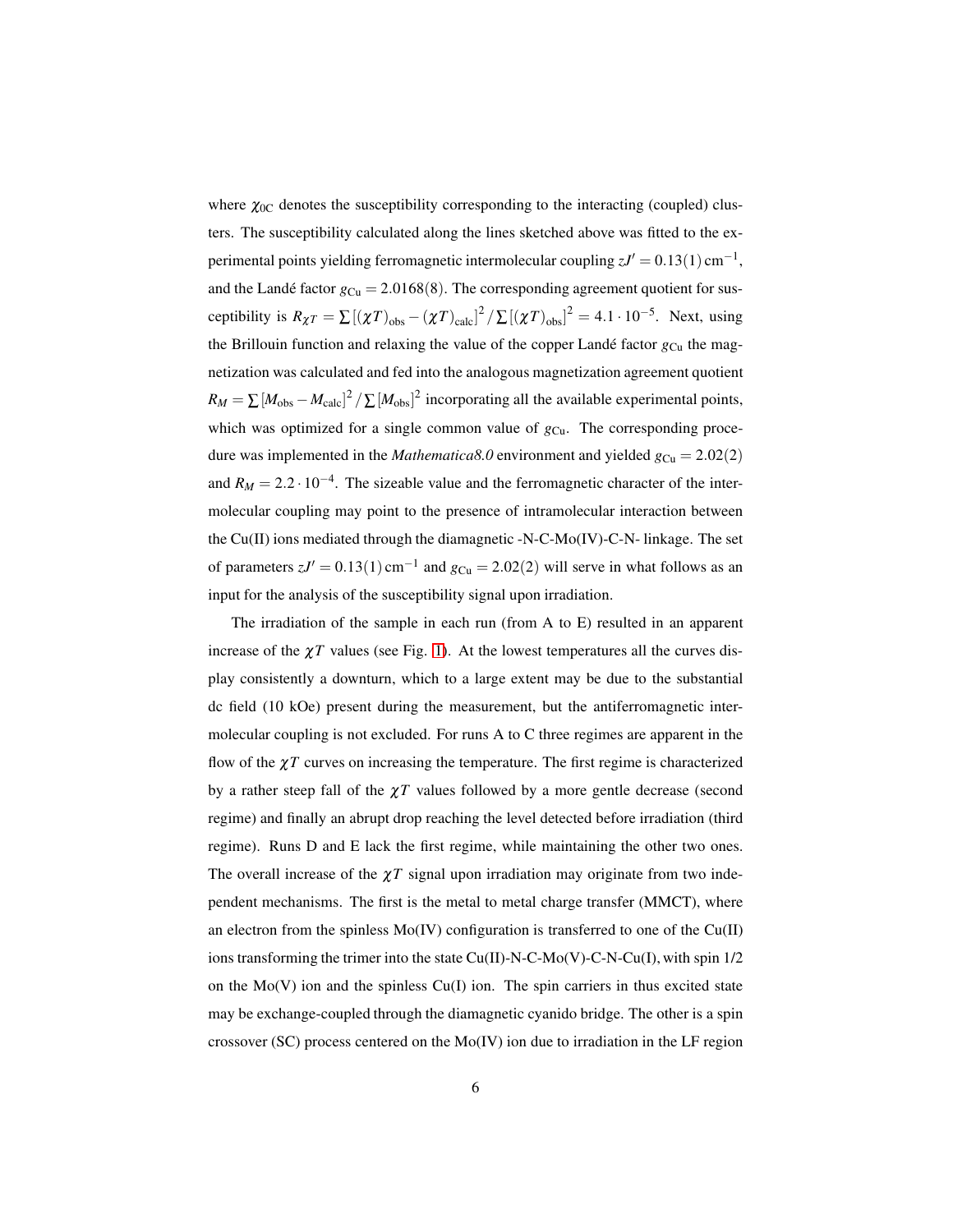where $\chi_{0C}$ denotes the susceptibility corresponding to the interacting (coupled) clusters. The susceptibility calculated along the lines sketched above was fitted to the experimental points yielding ferromagnetic intermolecular coupling $zJ' = 0.13(1)\,\mathrm{cm}^{-1}$, and the Landé factor $g_{\mathrm{Cu}} = 2.0168(8)$. The corresponding agreement quotient for susceptibility is $R_{\chi T} = \sum\left[(\chi T)_{\mathrm{obs}} - (\chi T)_{\mathrm{calc}}\right]^2 / \sum\left[(\chi T)_{\mathrm{obs}}\right]^2 = 4.1 \cdot 10^{-5}$. Next, using the Brillouin function and relaxing the value of the copper Landé factor $g_{\mathrm{Cu}}$ the magnetization was calculated and fed into the analogous magnetization agreement quotient $R_M = \sum\left[M_{\mathrm{obs}} - M_{\mathrm{calc}}\right]^2 / \sum\left[M_{\mathrm{obs}}\right]^2$ incorporating all the available experimental points, which was optimized for a single common value of $g_{\mathrm{Cu}}$. The corresponding procedure was implemented in the *Mathematica8.0* environment and yielded $g_{\mathrm{Cu}} = 2.02(2)$ and $R_M = 2.2 \cdot 10^{-4}$. The sizeable value and the ferromagnetic character of the intermolecular coupling may point to the presence of intramolecular interaction between the Cu(II) ions mediated through the diamagnetic -N-C-Mo(IV)-C-N- linkage. The set of parameters $zJ' = 0.13(1)\,\mathrm{cm}^{-1}$ and $g_{\mathrm{Cu}} = 2.02(2)$ will serve in what follows as an input for the analysis of the susceptibility signal upon irradiation.

The irradiation of the sample in each run (from A to E) resulted in an apparent increase of the $\chi T$ values (see Fig. 1). At the lowest temperatures all the curves display consistently a downturn, which to a large extent may be due to the substantial dc field (10 kOe) present during the measurement, but the antiferromagnetic intermolecular coupling is not excluded. For runs A to C three regimes are apparent in the flow of the $\chi T$ curves on increasing the temperature. The first regime is characterized by a rather steep fall of the $\chi T$ values followed by a more gentle decrease (second regime) and finally an abrupt drop reaching the level detected before irradiation (third regime). Runs D and E lack the first regime, while maintaining the other two ones. The overall increase of the $\chi T$ signal upon irradiation may originate from two independent mechanisms. The first is the metal to metal charge transfer (MMCT), where an electron from the spinless Mo(IV) configuration is transferred to one of the Cu(II) ions transforming the trimer into the state Cu(II)-N-C-Mo(V)-C-N-Cu(I), with spin 1/2 on the Mo(V) ion and the spinless Cu(I) ion. The spin carriers in thus excited state may be exchange-coupled through the diamagnetic cyanido bridge. The other is a spin crossover (SC) process centered on the Mo(IV) ion due to irradiation in the LF region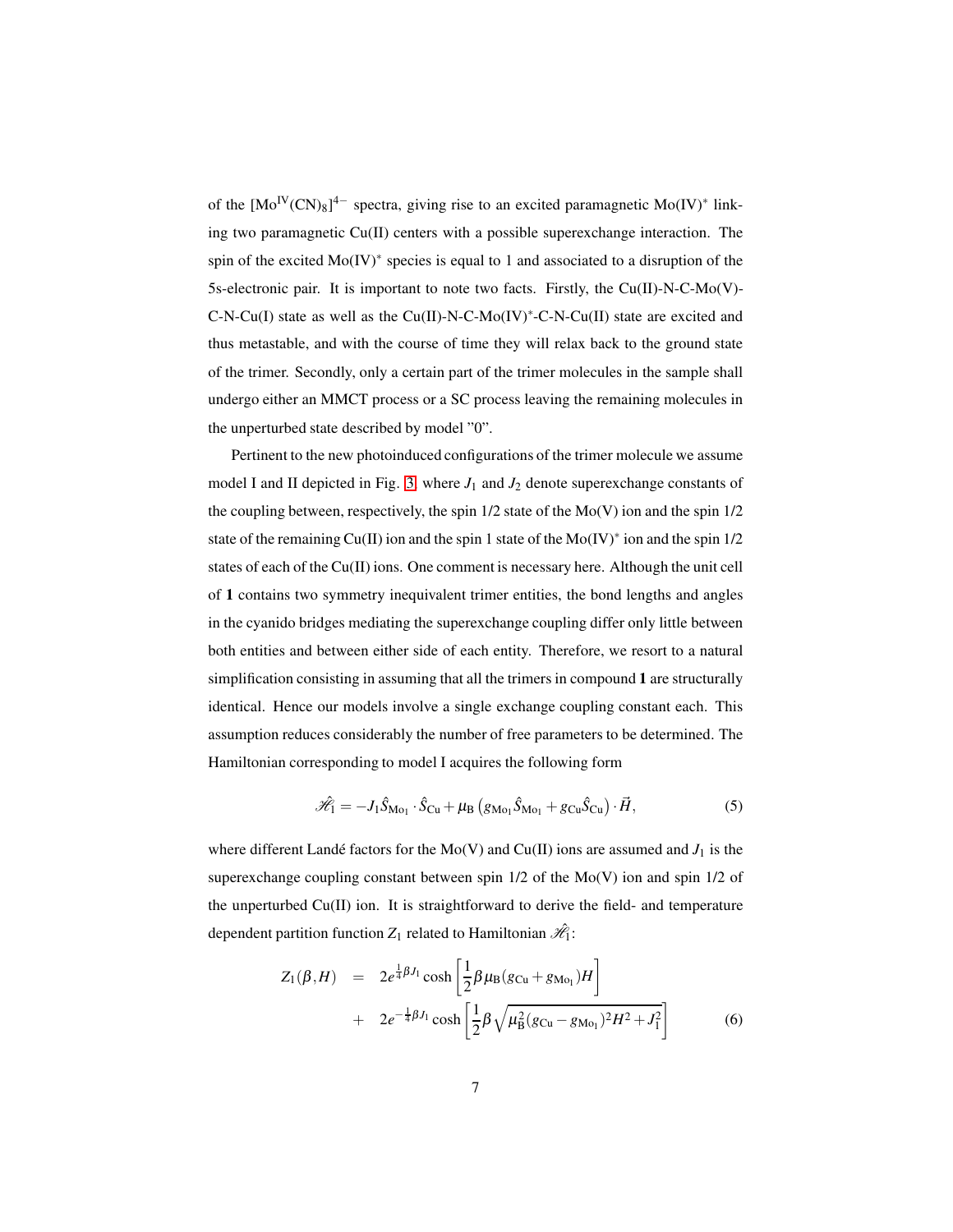of the $[Mo^{IV}(CN)_8]^{4-}$ spectra, giving rise to an excited paramagnetic Mo(IV)* linking two paramagnetic Cu(II) centers with a possible superexchange interaction. The spin of the excited Mo(IV)* species is equal to 1 and associated to a disruption of the 5s-electronic pair. It is important to note two facts. Firstly, the Cu(II)-N-C-Mo(V)-C-N-Cu(I) state as well as the Cu(II)-N-C-Mo(IV)*-C-N-Cu(II) state are excited and thus metastable, and with the course of time they will relax back to the ground state of the trimer. Secondly, only a certain part of the trimer molecules in the sample shall undergo either an MMCT process or a SC process leaving the remaining molecules in the unperturbed state described by model "0".

Pertinent to the new photoinduced configurations of the trimer molecule we assume model I and II depicted in Fig. 3, where $J_1$ and $J_2$ denote superexchange constants of the coupling between, respectively, the spin 1/2 state of the Mo(V) ion and the spin 1/2 state of the remaining Cu(II) ion and the spin 1 state of the Mo(IV)* ion and the spin 1/2 states of each of the Cu(II) ions. One comment is necessary here. Although the unit cell of **1** contains two symmetry inequivalent trimer entities, the bond lengths and angles in the cyanido bridges mediating the superexchange coupling differ only little between both entities and between either side of each entity. Therefore, we resort to a natural simplification consisting in assuming that all the trimers in compound **1** are structurally identical. Hence our models involve a single exchange coupling constant each. This assumption reduces considerably the number of free parameters to be determined. The Hamiltonian corresponding to model I acquires the following form

$$\hat{\mathscr{H}}_1 = -J_1 \hat{S}_{\mathrm{Mo}_1} \cdot \hat{S}_{\mathrm{Cu}} + \mu_{\mathrm{B}} \left( g_{\mathrm{Mo}_1} \hat{S}_{\mathrm{Mo}_1} + g_{\mathrm{Cu}} \hat{S}_{\mathrm{Cu}} \right) \cdot \vec{H}, \tag{5}$$

where different Landé factors for the Mo(V) and Cu(II) ions are assumed and $J_1$ is the superexchange coupling constant between spin 1/2 of the Mo(V) ion and spin 1/2 of the unperturbed Cu(II) ion. It is straightforward to derive the field- and temperature dependent partition function $Z_1$ related to Hamiltonian $\hat{\mathscr{H}}_1$:

$$\begin{aligned} Z_1(\beta, H) &= 2e^{\frac{1}{4}\beta J_1} \cosh\left[\frac{1}{2}\beta \mu_{\mathrm{B}} (g_{\mathrm{Cu}} + g_{\mathrm{Mo}_1}) H\right] \\ &+ 2e^{-\frac{1}{4}\beta J_1} \cosh\left[\frac{1}{2}\beta \sqrt{\mu_{\mathrm{B}}^2 (g_{\mathrm{Cu}} - g_{\mathrm{Mo}_1})^2 H^2 + J_1^2}\right] \end{aligned} \tag{6}$$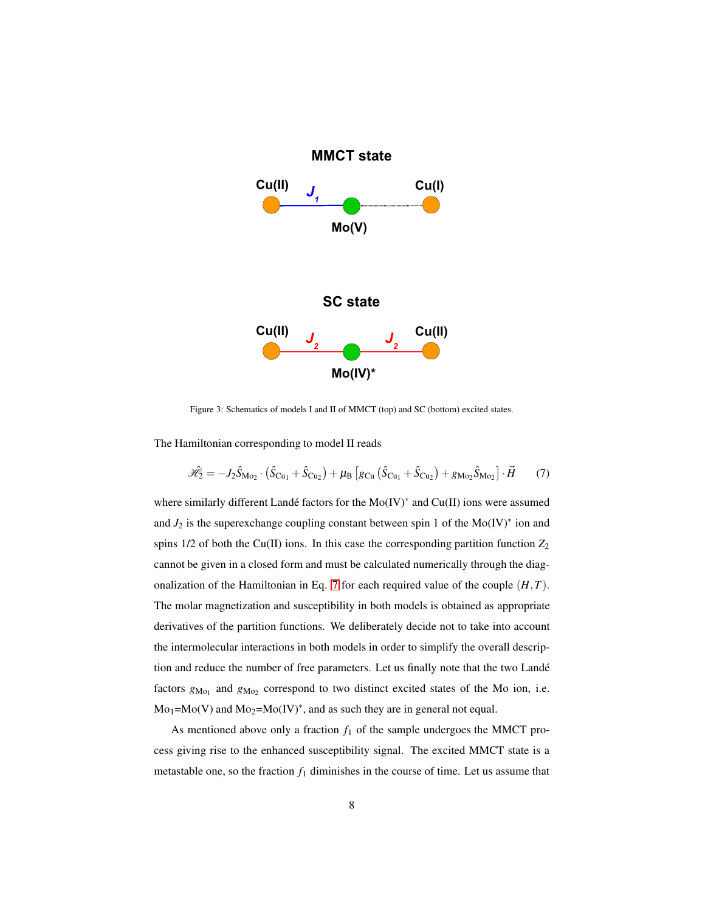MMCT state

Cu(II) $J_1$ Cu(I)

Mo(V)

SC state

Cu(II) $J_2$ $J_2$ Cu(II)

Mo(IV)*

Figure 3: Schematics of models I and II of MMCT (top) and SC (bottom) excited states.

The Hamiltonian corresponding to model II reads

$$\mathscr{H}_2 = -J_2 \hat{S}_{\mathrm{Mo}_2} \cdot \left(\hat{S}_{\mathrm{Cu}_1} + \hat{S}_{\mathrm{Cu}_2}\right) + \mu_{\mathrm{B}} \left[ g_{\mathrm{Cu}} \left(\hat{S}_{\mathrm{Cu}_1} + \hat{S}_{\mathrm{Cu}_2}\right) + g_{\mathrm{Mo}_2} \hat{S}_{\mathrm{Mo}_2} \right] \cdot \vec{H} \tag{7}$$

where similarly different Landé factors for the Mo(IV)$^*$ and Cu(II) ions were assumed and $J_2$ is the superexchange coupling constant between spin 1 of the Mo(IV)$^*$ ion and spins 1/2 of both the Cu(II) ions. In this case the corresponding partition function $Z_2$ cannot be given in a closed form and must be calculated numerically through the diagonalization of the Hamiltonian in Eq. 7 for each required value of the couple $(H, T)$. The molar magnetization and susceptibility in both models is obtained as appropriate derivatives of the partition functions. We deliberately decide not to take into account the intermolecular interactions in both models in order to simplify the overall description and reduce the number of free parameters. Let us finally note that the two Landé factors $g_{\mathrm{Mo}_1}$ and $g_{\mathrm{Mo}_2}$ correspond to two distinct excited states of the Mo ion, i.e. $\mathrm{Mo}_1$=Mo(V) and $\mathrm{Mo}_2$=Mo(IV)$^*$, and as such they are in general not equal.

As mentioned above only a fraction $f_1$ of the sample undergoes the MMCT process giving rise to the enhanced susceptibility signal. The excited MMCT state is a metastable one, so the fraction $f_1$ diminishes in the course of time. Let us assume that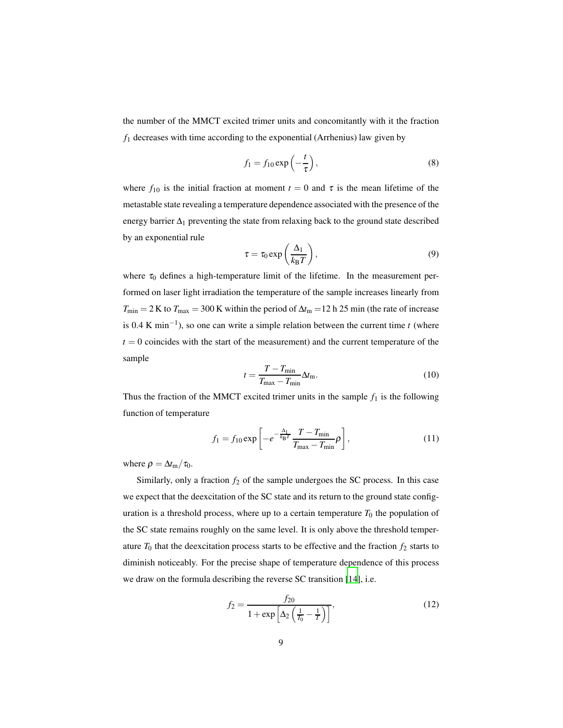the number of the MMCT excited trimer units and concomitantly with it the fraction $f_1$ decreases with time according to the exponential (Arrhenius) law given by

$$f_1 = f_{10} \exp\left(-\frac{t}{\tau}\right), \tag{8}$$

where $f_{10}$ is the initial fraction at moment $t = 0$ and $\tau$ is the mean lifetime of the metastable state revealing a temperature dependence associated with the presence of the energy barrier $\Delta_1$ preventing the state from relaxing back to the ground state described by an exponential rule

$$\tau = \tau_0 \exp\left(\frac{\Delta_1}{k_\mathrm{B} T}\right), \tag{9}$$

where $\tau_0$ defines a high-temperature limit of the lifetime. In the measurement performed on laser light irradiation the temperature of the sample increases linearly from $T_\mathrm{min} = 2$ K to $T_\mathrm{max} = 300$ K within the period of $\Delta t_\mathrm{m} =$12 h 25 min (the rate of increase is 0.4 K min$^{-1}$), so one can write a simple relation between the current time $t$ (where $t = 0$ coincides with the start of the measurement) and the current temperature of the sample

$$t = \frac{T - T_\mathrm{min}}{T_\mathrm{max} - T_\mathrm{min}} \Delta t_\mathrm{m}. \tag{10}$$

Thus the fraction of the MMCT excited trimer units in the sample $f_1$ is the following function of temperature

$$f_1 = f_{10} \exp\left[-e^{-\frac{\Delta_1}{k_\mathrm{B} T}} \frac{T - T_\mathrm{min}}{T_\mathrm{max} - T_\mathrm{min}} \rho\right], \tag{11}$$

where $\rho = \Delta t_\mathrm{m} / \tau_0$.

Similarly, only a fraction $f_2$ of the sample undergoes the SC process. In this case we expect that the deexcitation of the SC state and its return to the ground state configuration is a threshold process, where up to a certain temperature $T_0$ the population of the SC state remains roughly on the same level. It is only above the threshold temperature $T_0$ that the deexcitation process starts to be effective and the fraction $f_2$ starts to diminish noticeably. For the precise shape of temperature dependence of this process we draw on the formula describing the reverse SC transition [14], i.e.

$$f_2 = \frac{f_{20}}{1 + \exp\left[\Delta_2 \left(\frac{1}{T_0} - \frac{1}{T}\right)\right]}, \tag{12}$$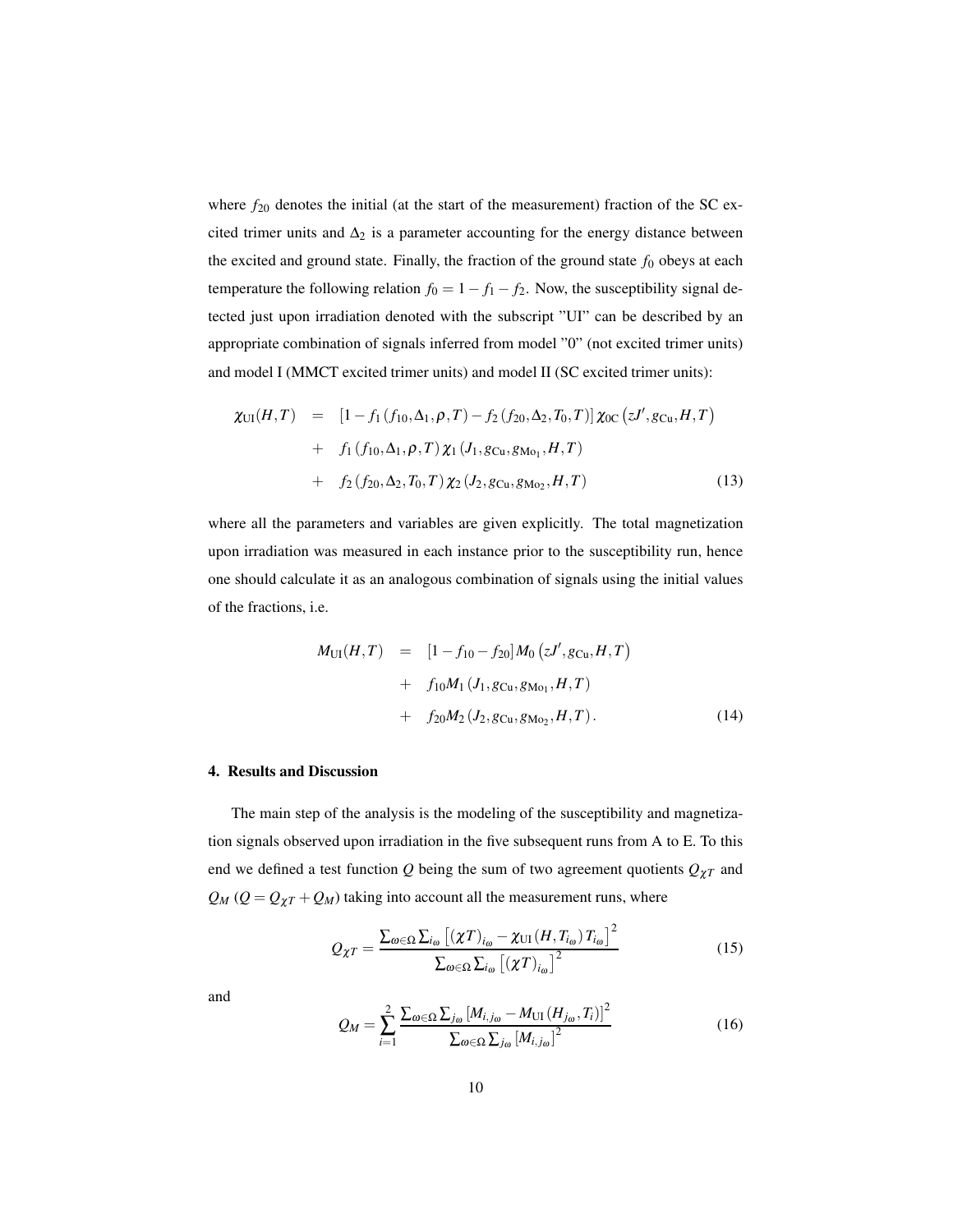where $f_{20}$ denotes the initial (at the start of the measurement) fraction of the SC excited trimer units and $\Delta_2$ is a parameter accounting for the energy distance between the excited and ground state. Finally, the fraction of the ground state $f_0$ obeys at each temperature the following relation $f_0 = 1 - f_1 - f_2$. Now, the susceptibility signal detected just upon irradiation denoted with the subscript "UI" can be described by an appropriate combination of signals inferred from model "0" (not excited trimer units) and model I (MMCT excited trimer units) and model II (SC excited trimer units):

$$
\begin{aligned}
\chi_{\mathrm{UI}}(H,T) &= \left[1 - f_1\left(f_{10},\Delta_1,\rho,T\right) - f_2\left(f_{20},\Delta_2,T_0,T\right)\right]\chi_{0\mathrm{C}}\left(zJ',g_{\mathrm{Cu}},H,T\right) \\
&+ f_1\left(f_{10},\Delta_1,\rho,T\right)\chi_1\left(J_1,g_{\mathrm{Cu}},g_{\mathrm{Mo}_1},H,T\right) \\
&+ f_2\left(f_{20},\Delta_2,T_0,T\right)\chi_2\left(J_2,g_{\mathrm{Cu}},g_{\mathrm{Mo}_2},H,T\right) \qquad (13)
\end{aligned}
$$

where all the parameters and variables are given explicitly. The total magnetization upon irradiation was measured in each instance prior to the susceptibility run, hence one should calculate it as an analogous combination of signals using the initial values of the fractions, i.e.

$$
\begin{aligned}
M_{\mathrm{UI}}(H,T) &= \left[1 - f_{10} - f_{20}\right] M_0\left(zJ',g_{\mathrm{Cu}},H,T\right) \\
&+ f_{10} M_1\left(J_1,g_{\mathrm{Cu}},g_{\mathrm{Mo}_1},H,T\right) \\
&+ f_{20} M_2\left(J_2,g_{\mathrm{Cu}},g_{\mathrm{Mo}_2},H,T\right). \qquad (14)
\end{aligned}
$$

#### 4. Results and Discussion

The main step of the analysis is the modeling of the susceptibility and magnetization signals observed upon irradiation in the five subsequent runs from A to E. To this end we defined a test function $Q$ being the sum of two agreement quotients $Q_{\chi T}$ and $Q_M$ ($Q = Q_{\chi T} + Q_M$) taking into account all the measurement runs, where

$$
Q_{\chi T} = \frac{\sum_{\omega\in\Omega}\sum_{i_\omega}\left[(\chi T)_{i_\omega} - \chi_{\mathrm{UI}}\left(H,T_{i_\omega}\right)T_{i_\omega}\right]^2}{\sum_{\omega\in\Omega}\sum_{i_\omega}\left[(\chi T)_{i_\omega}\right]^2} \qquad (15)
$$

and

$$
Q_M = \sum_{i=1}^{2}\frac{\sum_{\omega\in\Omega}\sum_{j_\omega}\left[M_{i,j_\omega} - M_{\mathrm{UI}}\left(H_{j_\omega},T_i\right)\right]^2}{\sum_{\omega\in\Omega}\sum_{j_\omega}\left[M_{i,j_\omega}\right]^2} \qquad (16)
$$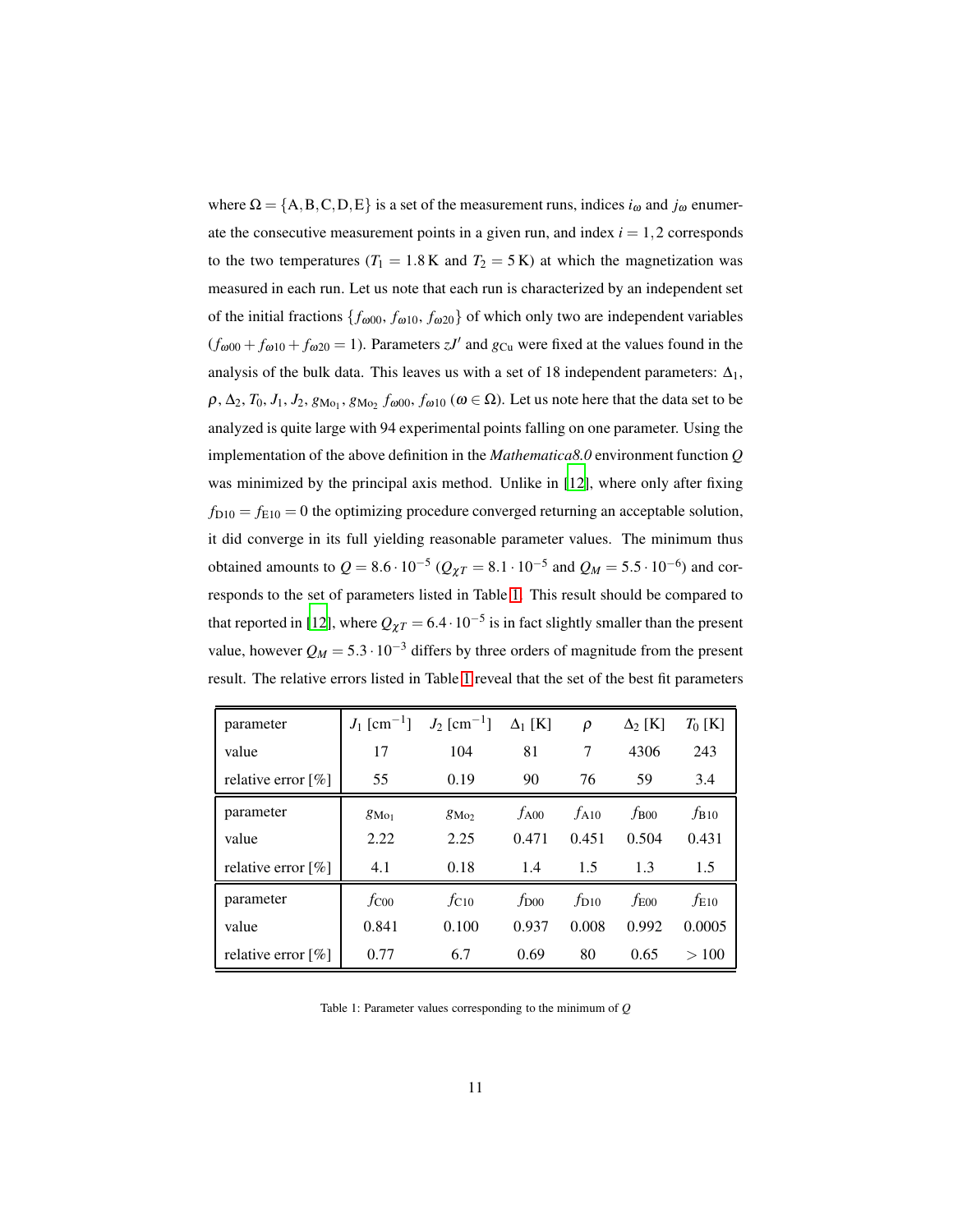where $\Omega = \{A, B, C, D, E\}$ is a set of the measurement runs, indices $i_\omega$ and $j_\omega$ enumerate the consecutive measurement points in a given run, and index $i = 1, 2$ corresponds to the two temperatures ($T_1 = 1.8$ K and $T_2 = 5$ K) at which the magnetization was measured in each run. Let us note that each run is characterized by an independent set of the initial fractions $\{f_{\omega 00}, f_{\omega 10}, f_{\omega 20}\}$ of which only two are independent variables ($f_{\omega 00} + f_{\omega 10} + f_{\omega 20} = 1$). Parameters $zJ'$ and $g_{\mathrm{Cu}}$ were fixed at the values found in the analysis of the bulk data. This leaves us with a set of 18 independent parameters: $\Delta_1$, $\rho$, $\Delta_2$, $T_0$, $J_1$, $J_2$, $g_{\mathrm{Mo}_1}$, $g_{\mathrm{Mo}_2}$ $f_{\omega 00}$, $f_{\omega 10}$ ($\omega \in \Omega$). Let us note here that the data set to be analyzed is quite large with 94 experimental points falling on one parameter. Using the implementation of the above definition in the *Mathematica8.0* environment function $Q$ was minimized by the principal axis method. Unlike in [12], where only after fixing $f_{\mathrm{D}10} = f_{\mathrm{E}10} = 0$ the optimizing procedure converged returning an acceptable solution, it did converge in its full yielding reasonable parameter values. The minimum thus obtained amounts to $Q = 8.6 \cdot 10^{-5}$ ($Q_{\chi T} = 8.1 \cdot 10^{-5}$ and $Q_M = 5.5 \cdot 10^{-6}$) and corresponds to the set of parameters listed in Table 1. This result should be compared to that reported in [12], where $Q_{\chi T} = 6.4 \cdot 10^{-5}$ is in fact slightly smaller than the present value, however $Q_M = 5.3 \cdot 10^{-3}$ differs by three orders of magnitude from the present result. The relative errors listed in Table 1 reveal that the set of the best fit parameters

| parameter | $J_1$ [cm$^{-1}$] | $J_2$ [cm$^{-1}$] | $\Delta_1$ [K] | $\rho$ | $\Delta_2$ [K] | $T_0$ [K] |
|---|---|---|---|---|---|---|
| value | 17 | 104 | 81 | 7 | 4306 | 243 |
| relative error [%] | 55 | 0.19 | 90 | 76 | 59 | 3.4 |
| parameter | $g_{\mathrm{Mo}_1}$ | $g_{\mathrm{Mo}_2}$ | $f_{\mathrm{A}00}$ | $f_{\mathrm{A}10}$ | $f_{\mathrm{B}00}$ | $f_{\mathrm{B}10}$ |
| value | 2.22 | 2.25 | 0.471 | 0.451 | 0.504 | 0.431 |
| relative error [%] | 4.1 | 0.18 | 1.4 | 1.5 | 1.3 | 1.5 |
| parameter | $f_{\mathrm{C}00}$ | $f_{\mathrm{C}10}$ | $f_{\mathrm{D}00}$ | $f_{\mathrm{D}10}$ | $f_{\mathrm{E}00}$ | $f_{\mathrm{E}10}$ |
| value | 0.841 | 0.100 | 0.937 | 0.008 | 0.992 | 0.0005 |
| relative error [%] | 0.77 | 6.7 | 0.69 | 80 | 0.65 | $> 100$ |

Table 1: Parameter values corresponding to the minimum of $Q$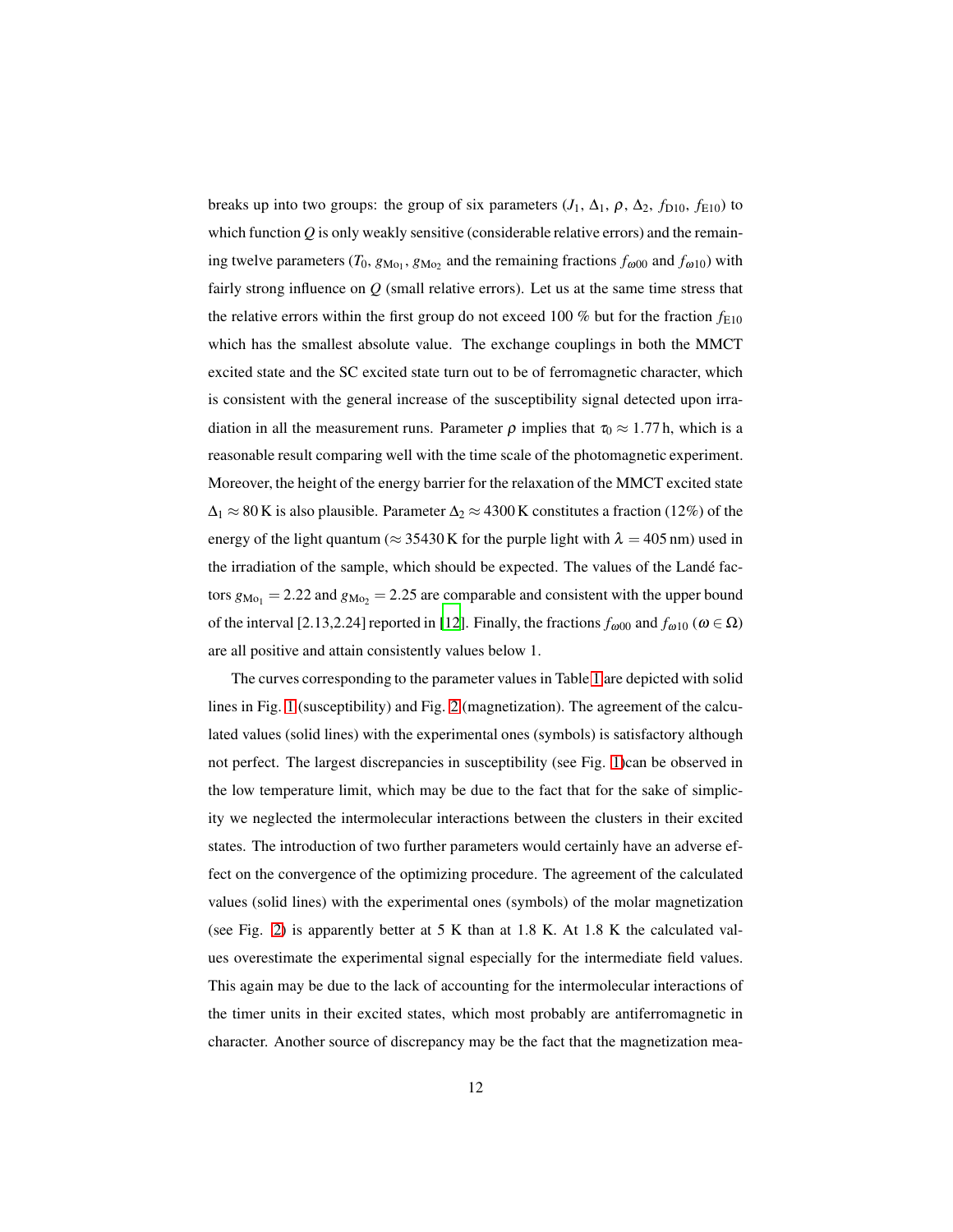breaks up into two groups: the group of six parameters ($J_1$, $\Delta_1$, $\rho$, $\Delta_2$, $f_{\mathrm{D}10}$, $f_{\mathrm{E}10}$) to which function $Q$ is only weakly sensitive (considerable relative errors) and the remaining twelve parameters ($T_0$, $g_{\mathrm{Mo}_1}$, $g_{\mathrm{Mo}_2}$ and the remaining fractions $f_{\omega 00}$ and $f_{\omega 10}$) with fairly strong influence on $Q$ (small relative errors). Let us at the same time stress that the relative errors within the first group do not exceed 100 % but for the fraction $f_{\mathrm{E}10}$ which has the smallest absolute value. The exchange couplings in both the MMCT excited state and the SC excited state turn out to be of ferromagnetic character, which is consistent with the general increase of the susceptibility signal detected upon irradiation in all the measurement runs. Parameter $\rho$ implies that $\tau_0 \approx 1.77\,\mathrm{h}$, which is a reasonable result comparing well with the time scale of the photomagnetic experiment. Moreover, the height of the energy barrier for the relaxation of the MMCT excited state $\Delta_1 \approx 80\,\mathrm{K}$ is also plausible. Parameter $\Delta_2 \approx 4300\,\mathrm{K}$ constitutes a fraction (12%) of the energy of the light quantum ($\approx 35430\,\mathrm{K}$ for the purple light with $\lambda = 405\,\mathrm{nm}$) used in the irradiation of the sample, which should be expected. The values of the Landé factors $g_{\mathrm{Mo}_1} = 2.22$ and $g_{\mathrm{Mo}_2} = 2.25$ are comparable and consistent with the upper bound of the interval [2.13,2.24] reported in [12]. Finally, the fractions $f_{\omega 00}$ and $f_{\omega 10}$ ($\omega \in \Omega$) are all positive and attain consistently values below 1.

The curves corresponding to the parameter values in Table 1 are depicted with solid lines in Fig. 1 (susceptibility) and Fig. 2 (magnetization). The agreement of the calculated values (solid lines) with the experimental ones (symbols) is satisfactory although not perfect. The largest discrepancies in susceptibility (see Fig. 1)can be observed in the low temperature limit, which may be due to the fact that for the sake of simplicity we neglected the intermolecular interactions between the clusters in their excited states. The introduction of two further parameters would certainly have an adverse effect on the convergence of the optimizing procedure. The agreement of the calculated values (solid lines) with the experimental ones (symbols) of the molar magnetization (see Fig. 2) is apparently better at 5 K than at 1.8 K. At 1.8 K the calculated values overestimate the experimental signal especially for the intermediate field values. This again may be due to the lack of accounting for the intermolecular interactions of the timer units in their excited states, which most probably are antiferromagnetic in character. Another source of discrepancy may be the fact that the magnetization mea-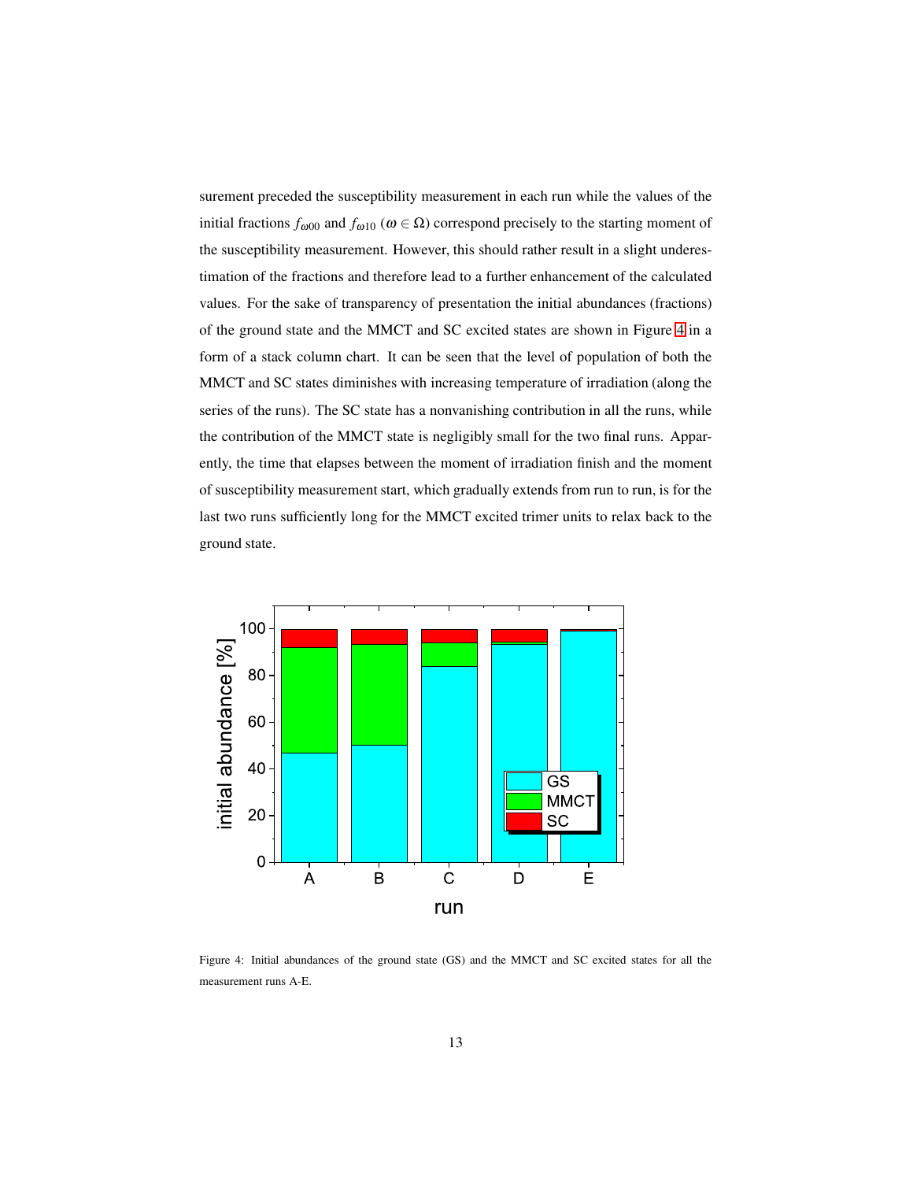surement preceded the susceptibility measurement in each run while the values of the initial fractions $f_{\omega 00}$ and $f_{\omega 10}$ ($\omega \in \Omega$) correspond precisely to the starting moment of the susceptibility measurement. However, this should rather result in a slight underestimation of the fractions and therefore lead to a further enhancement of the calculated values. For the sake of transparency of presentation the initial abundances (fractions) of the ground state and the MMCT and SC excited states are shown in Figure 4 in a form of a stack column chart. It can be seen that the level of population of both the MMCT and SC states diminishes with increasing temperature of irradiation (along the series of the runs). The SC state has a nonvanishing contribution in all the runs, while the contribution of the MMCT state is negligibly small for the two final runs. Apparently, the time that elapses between the moment of irradiation finish and the moment of susceptibility measurement start, which gradually extends from run to run, is for the last two runs sufficiently long for the MMCT excited trimer units to relax back to the ground state.

Figure 4: Initial abundances of the ground state (GS) and the MMCT and SC excited states for all the measurement runs A-E.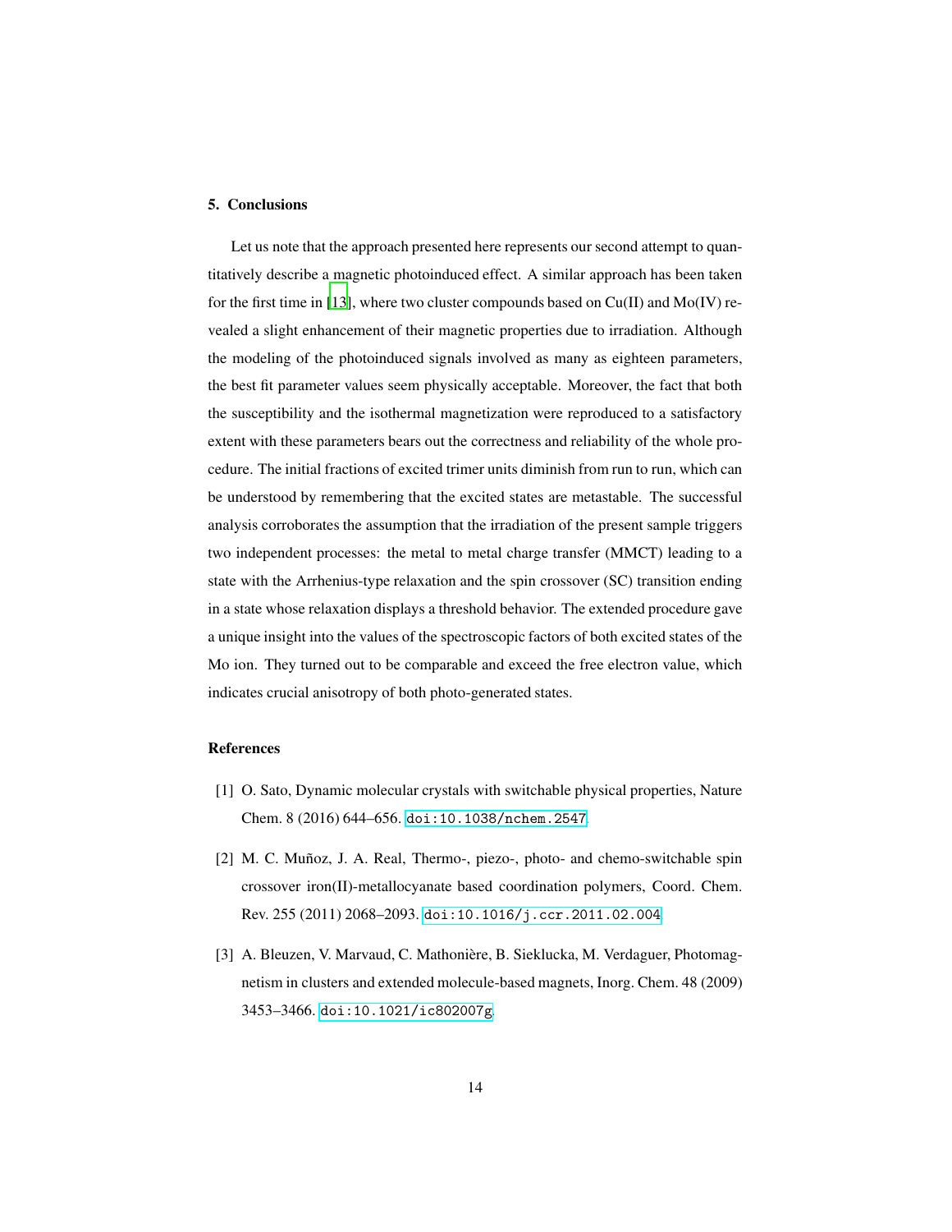## 5. Conclusions

Let us note that the approach presented here represents our second attempt to quantitatively describe a magnetic photoinduced effect. A similar approach has been taken for the first time in [13], where two cluster compounds based on Cu(II) and Mo(IV) revealed a slight enhancement of their magnetic properties due to irradiation. Although the modeling of the photoinduced signals involved as many as eighteen parameters, the best fit parameter values seem physically acceptable. Moreover, the fact that both the susceptibility and the isothermal magnetization were reproduced to a satisfactory extent with these parameters bears out the correctness and reliability of the whole procedure. The initial fractions of excited trimer units diminish from run to run, which can be understood by remembering that the excited states are metastable. The successful analysis corroborates the assumption that the irradiation of the present sample triggers two independent processes: the metal to metal charge transfer (MMCT) leading to a state with the Arrhenius-type relaxation and the spin crossover (SC) transition ending in a state whose relaxation displays a threshold behavior. The extended procedure gave a unique insight into the values of the spectroscopic factors of both excited states of the Mo ion. They turned out to be comparable and exceed the free electron value, which indicates crucial anisotropy of both photo-generated states.

## References

[1] O. Sato, Dynamic molecular crystals with switchable physical properties, Nature Chem. 8 (2016) 644–656. doi:10.1038/nchem.2547.

[2] M. C. Muñoz, J. A. Real, Thermo-, piezo-, photo- and chemo-switchable spin crossover iron(II)-metallocyanate based coordination polymers, Coord. Chem. Rev. 255 (2011) 2068–2093. doi:10.1016/j.ccr.2011.02.004.

[3] A. Bleuzen, V. Marvaud, C. Mathonière, B. Sieklucka, M. Verdaguer, Photomagnetism in clusters and extended molecule-based magnets, Inorg. Chem. 48 (2009) 3453–3466. doi:10.1021/ic802007g.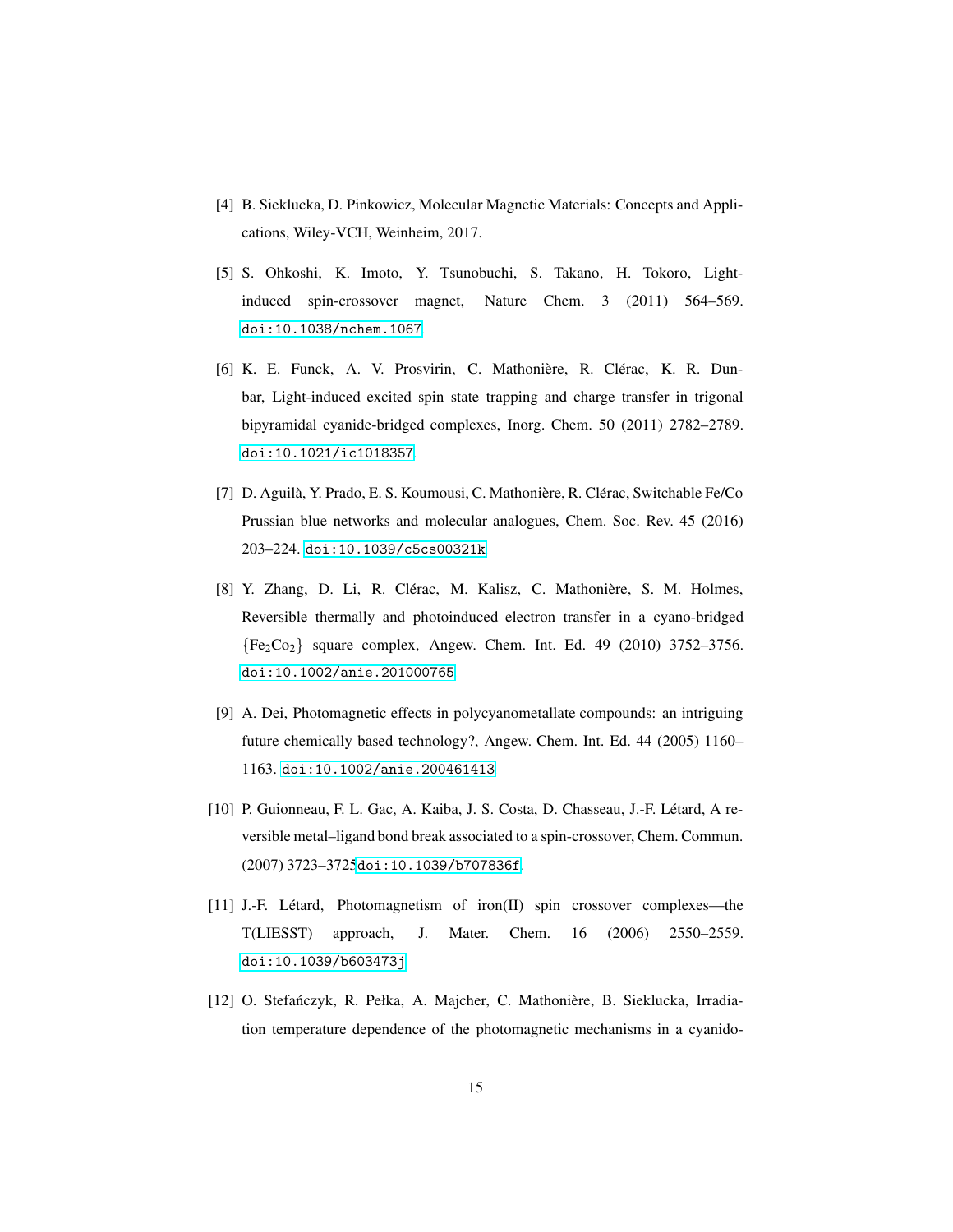[4] B. Sieklucka, D. Pinkowicz, Molecular Magnetic Materials: Concepts and Applications, Wiley-VCH, Weinheim, 2017.

[5] S. Ohkoshi, K. Imoto, Y. Tsunobuchi, S. Takano, H. Tokoro, Light-induced spin-crossover magnet, Nature Chem. 3 (2011) 564–569. doi:10.1038/nchem.1067

[6] K. E. Funck, A. V. Prosvirin, C. Mathonière, R. Clérac, K. R. Dunbar, Light-induced excited spin state trapping and charge transfer in trigonal bipyramidal cyanide-bridged complexes, Inorg. Chem. 50 (2011) 2782–2789. doi:10.1021/ic1018357.

[7] D. Aguilà, Y. Prado, E. S. Koumousi, C. Mathonière, R. Clérac, Switchable Fe/Co Prussian blue networks and molecular analogues, Chem. Soc. Rev. 45 (2016) 203–224. doi:10.1039/c5cs00321k

[8] Y. Zhang, D. Li, R. Clérac, M. Kalisz, C. Mathonière, S. M. Holmes, Reversible thermally and photoinduced electron transfer in a cyano-bridged $\{Fe_2Co_2\}$ square complex, Angew. Chem. Int. Ed. 49 (2010) 3752–3756. doi:10.1002/anie.201000765.

[9] A. Dei, Photomagnetic effects in polycyanometallate compounds: an intriguing future chemically based technology?, Angew. Chem. Int. Ed. 44 (2005) 1160–1163. doi:10.1002/anie.200461413

[10] P. Guionneau, F. L. Gac, A. Kaiba, J. S. Costa, D. Chasseau, J.-F. Létard, A reversible metal–ligand bond break associated to a spin-crossover, Chem. Commun. (2007) 3723–3725doi:10.1039/b707836f.

[11] J.-F. Létard, Photomagnetism of iron(II) spin crossover complexes—the T(LIESST) approach, J. Mater. Chem. 16 (2006) 2550–2559. doi:10.1039/b603473j.

[12] O. Stefańczyk, R. Pełka, A. Majcher, C. Mathonière, B. Sieklucka, Irradiation temperature dependence of the photomagnetic mechanisms in a cyanido-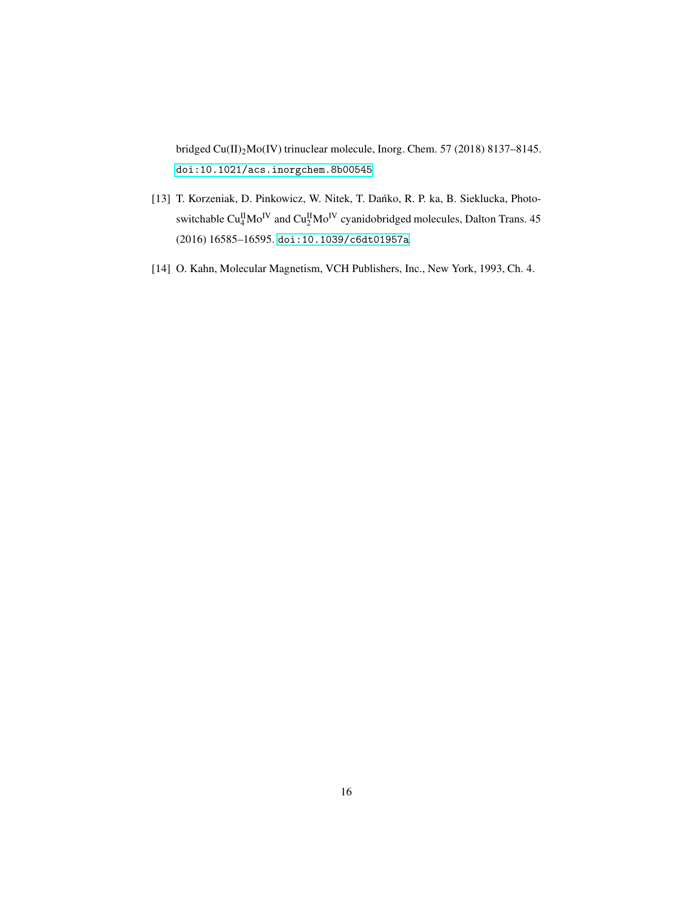bridged $Cu(II)_2Mo(IV)$ trinuclear molecule, Inorg. Chem. 57 (2018) 8137–8145. doi:10.1021/acs.inorgchem.8b00545

[13] T. Korzeniak, D. Pinkowicz, W. Nitek, T. Dańko, R. P. ka, B. Sieklucka, Photoswitchable $Cu^{II}_4Mo^{IV}$ and $Cu^{II}_2Mo^{IV}$ cyanidobridged molecules, Dalton Trans. 45 (2016) 16585–16595. doi:10.1039/c6dt01957a

[14] O. Kahn, Molecular Magnetism, VCH Publishers, Inc., New York, 1993, Ch. 4.